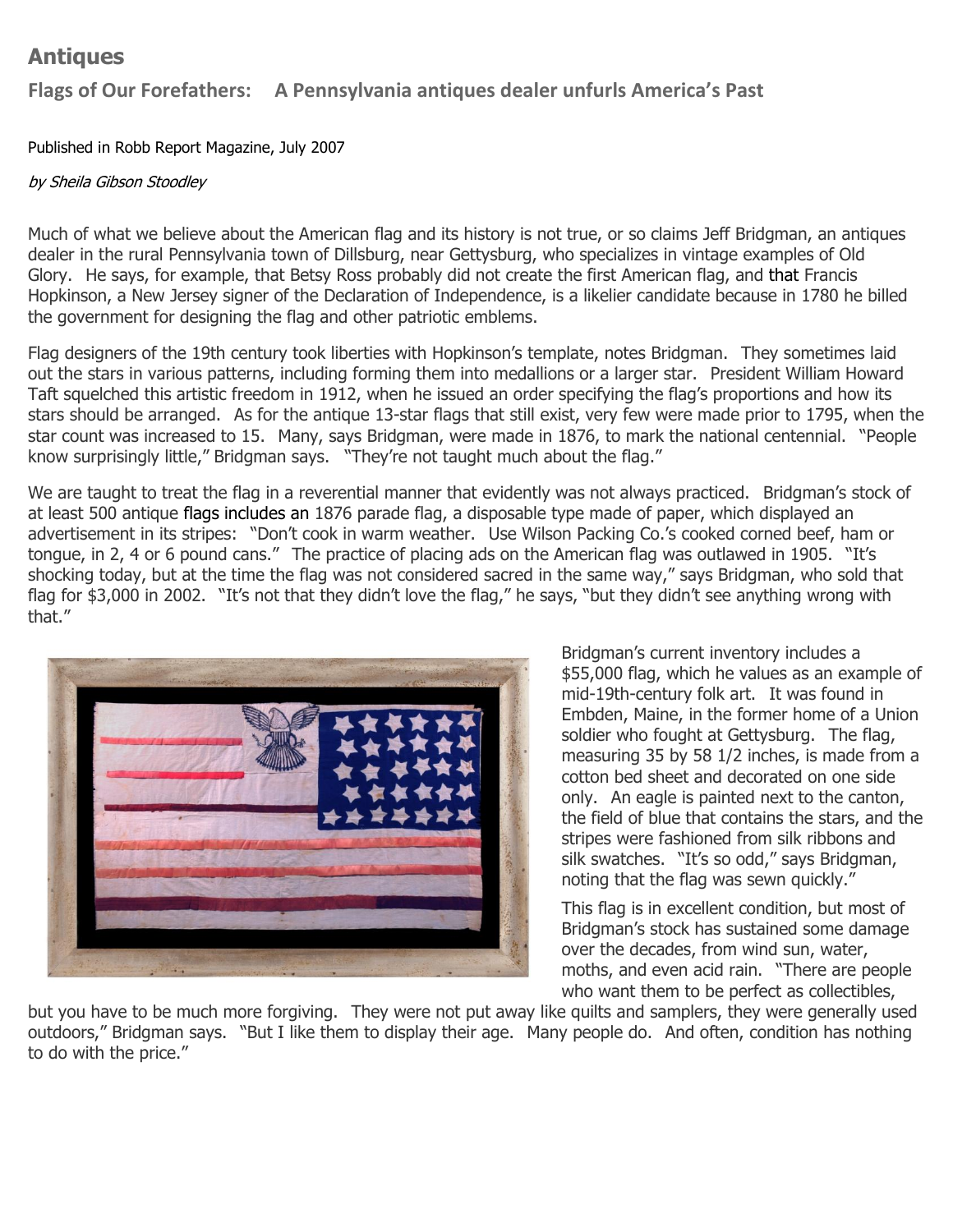## Antiques

### Flags of Our Forefathers: A Pennsylvania antiques dealer unfurls America's Past

Published in Robb Report Magazine, July 2007

*by Sheila Gibson Stoodley*

Much of what we believe about the American flag and its history is not true, or so claims Jeff Bridgman, an antiques dealer in the rural Pennsylvania town of Dillsburg, near Gettysburg, who specializes in vintage examples of Old Glory. He says, for example, that Betsy Ross probably did not create the first American flag, and that Francis Hopkinson, a New Jersey signer of the Declaration of Independence, is a likelier candidate because in 1780 he billed the government for designing the flag and other patriotic emblems.

Flag designers of the 19th century took liberties with Hopkinson's template, notes Bridgman. They sometimes laid out the stars in various patterns, including forming them into medallions or a larger star. President William Howard Taft squelched this artistic freedom in 1912, when he issued an order specifying the flag's proportions and how its stars should be arranged. As for the antique 13-star flags that still exist, very few were made prior to 1795, when the star count was increased to 15. Many, says Bridgman, were made in 1876, to mark the national centennial. "People know surprisingly little," Bridgman says. "They're not taught much about the flag."

We are taught to treat the flag in a reverential manner that evidently was not always practiced. Bridgman's stock of at least 500 antique flags includes an 1876 parade flag, a disposable type made of paper, which displayed an advertisement in its stripes: "Don't cook in warm weather. Use Wilson Packing Co.'s cooked corned beef, ham or tongue, in 2, 4 or 6 pound cans." The practice of placing ads on the American flag was outlawed in 1905. "It's shocking today, but at the time the flag was not considered sacred in the same way," says Bridgman, who sold that flag for $3,000 in 2002. "It's not that they didn't love the flag," he says, "but they didn't see anything wrong with that."

Bridgman's current inventory includes a $55,000 flag, which he values as an example of mid-19th-century folk art. It was found in Embden, Maine, in the former home of a Union soldier who fought at Gettysburg. The flag, measuring 35 by 58 1/2 inches, is made from a cotton bed sheet and decorated on one side only. An eagle is painted next to the canton, the field of blue that contains the stars, and the stripes were fashioned from silk ribbons and silk swatches. "It's so odd," says Bridgman, noting that the flag was sewn quickly."

This flag is in excellent condition, but most of Bridgman's stock has sustained some damage over the decades, from wind sun, water, moths, and even acid rain. "There are people who want them to be perfect as collectibles, but you have to be much more forgiving. They were not put away like quilts and samplers, they were generally used outdoors," Bridgman says. "But I like them to display their age. Many people do. And often, condition has nothing to do with the price."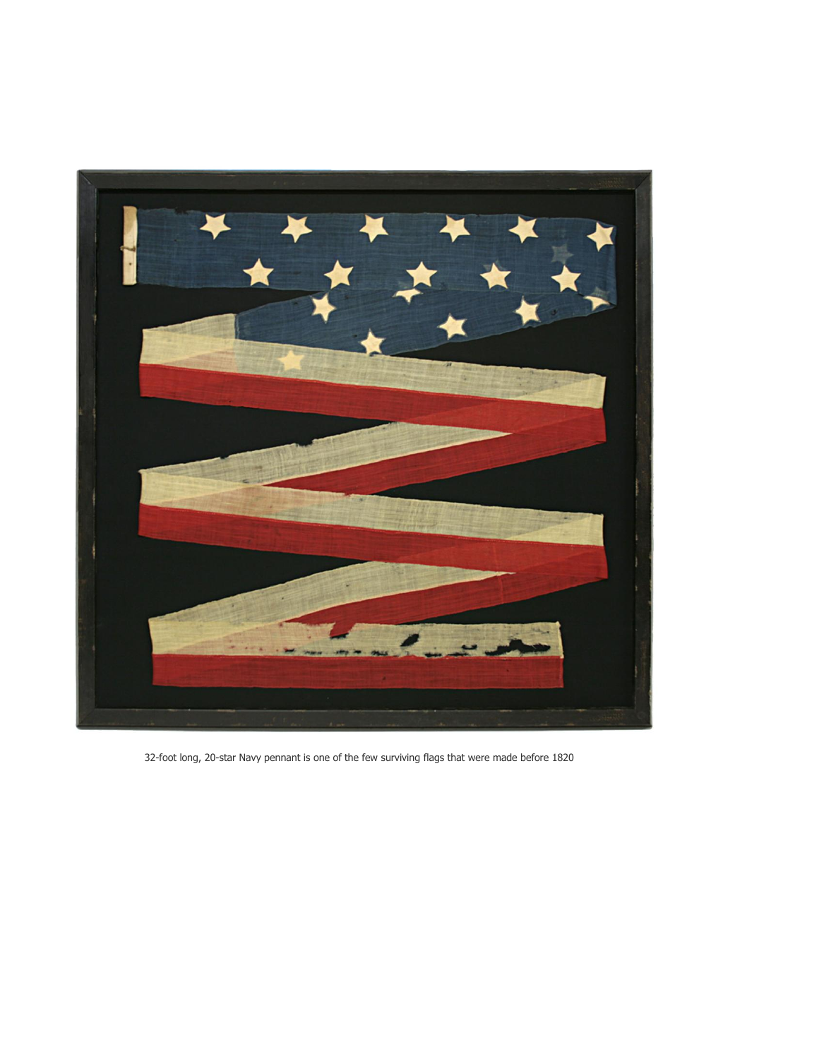32-foot long, 20-star Navy pennant is one of the few surviving flags that were made before 1820